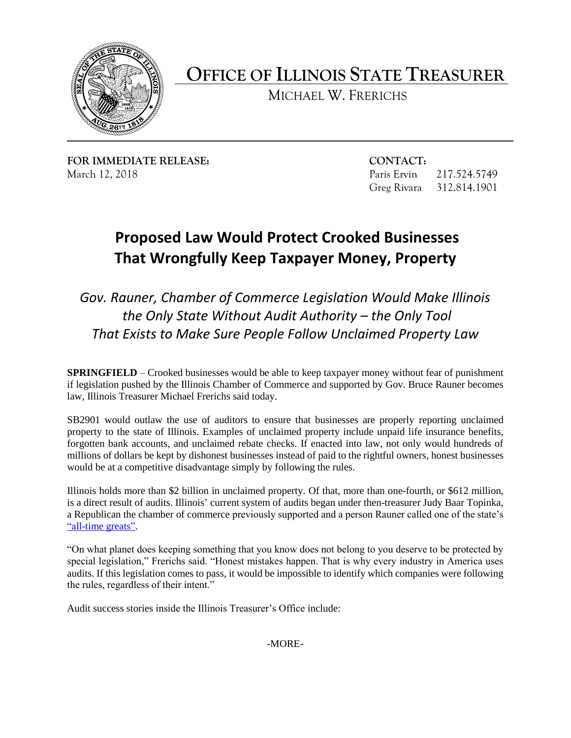# OFFICE OF ILLINOIS STATE TREASURER

MICHAEL W. FRERICHS

**FOR IMMEDIATE RELEASE:**
March 12, 2018

**CONTACT:**
Paris Ervin 217.524.5749
Greg Rivara 312.814.1901

## Proposed Law Would Protect Crooked Businesses That Wrongfully Keep Taxpayer Money, Property

*Gov. Rauner, Chamber of Commerce Legislation Would Make Illinois the Only State Without Audit Authority – the Only Tool That Exists to Make Sure People Follow Unclaimed Property Law*

**SPRINGFIELD** – Crooked businesses would be able to keep taxpayer money without fear of punishment if legislation pushed by the Illinois Chamber of Commerce and supported by Gov. Bruce Rauner becomes law, Illinois Treasurer Michael Frerichs said today.

SB2901 would outlaw the use of auditors to ensure that businesses are properly reporting unclaimed property to the state of Illinois. Examples of unclaimed property include unpaid life insurance benefits, forgotten bank accounts, and unclaimed rebate checks. If enacted into law, not only would hundreds of millions of dollars be kept by dishonest businesses instead of paid to the rightful owners, honest businesses would be at a competitive disadvantage simply by following the rules.

Illinois holds more than $2 billion in unclaimed property. Of that, more than one-fourth, or $612 million, is a direct result of audits. Illinois' current system of audits began under then-treasurer Judy Baar Topinka, a Republican the chamber of commerce previously supported and a person Rauner called one of the state's "all-time greats".

"On what planet does keeping something that you know does not belong to you deserve to be protected by special legislation," Frerichs said. "Honest mistakes happen. That is why every industry in America uses audits. If this legislation comes to pass, it would be impossible to identify which companies were following the rules, regardless of their intent."

Audit success stories inside the Illinois Treasurer's Office include:

-MORE-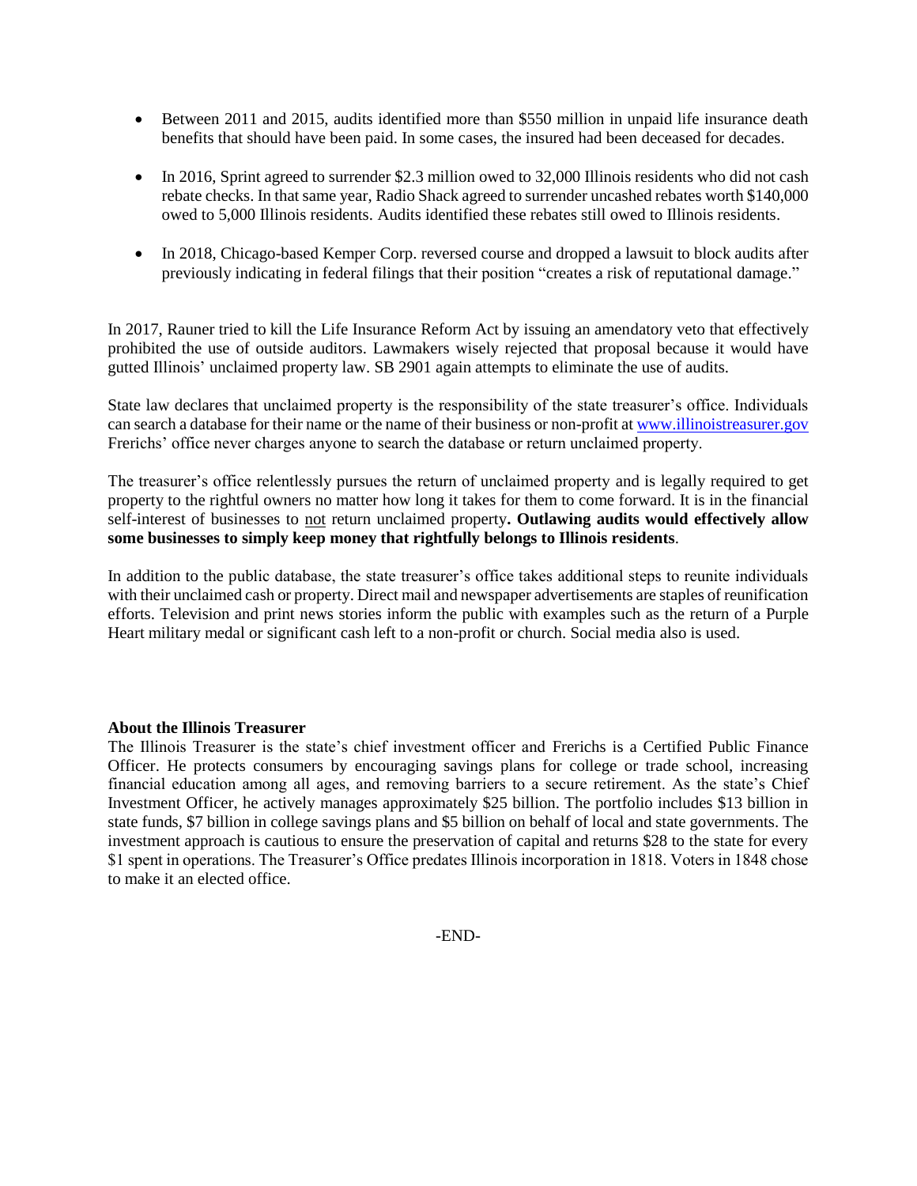- Between 2011 and 2015, audits identified more than $550 million in unpaid life insurance death benefits that should have been paid. In some cases, the insured had been deceased for decades.
- In 2016, Sprint agreed to surrender $2.3 million owed to 32,000 Illinois residents who did not cash rebate checks. In that same year, Radio Shack agreed to surrender uncashed rebates worth $140,000 owed to 5,000 Illinois residents. Audits identified these rebates still owed to Illinois residents.
- In 2018, Chicago-based Kemper Corp. reversed course and dropped a lawsuit to block audits after previously indicating in federal filings that their position "creates a risk of reputational damage."

In 2017, Rauner tried to kill the Life Insurance Reform Act by issuing an amendatory veto that effectively prohibited the use of outside auditors. Lawmakers wisely rejected that proposal because it would have gutted Illinois' unclaimed property law. SB 2901 again attempts to eliminate the use of audits.

State law declares that unclaimed property is the responsibility of the state treasurer's office. Individuals can search a database for their name or the name of their business or non-profit at [www.illinoistreasurer.gov](http://www.illinoistreasurer.gov) Frerichs' office never charges anyone to search the database or return unclaimed property.

The treasurer's office relentlessly pursues the return of unclaimed property and is legally required to get property to the rightful owners no matter how long it takes for them to come forward. It is in the financial self-interest of businesses to <u>not</u> return unclaimed property**. Outlawing audits would effectively allow some businesses to simply keep money that rightfully belongs to Illinois residents**.

In addition to the public database, the state treasurer's office takes additional steps to reunite individuals with their unclaimed cash or property. Direct mail and newspaper advertisements are staples of reunification efforts. Television and print news stories inform the public with examples such as the return of a Purple Heart military medal or significant cash left to a non-profit or church. Social media also is used.

**About the Illinois Treasurer**

The Illinois Treasurer is the state's chief investment officer and Frerichs is a Certified Public Finance Officer. He protects consumers by encouraging savings plans for college or trade school, increasing financial education among all ages, and removing barriers to a secure retirement. As the state's Chief Investment Officer, he actively manages approximately $25 billion. The portfolio includes $13 billion in state funds, $7 billion in college savings plans and $5 billion on behalf of local and state governments. The investment approach is cautious to ensure the preservation of capital and returns $28 to the state for every $1 spent in operations. The Treasurer's Office predates Illinois incorporation in 1818. Voters in 1848 chose to make it an elected office.

-END-